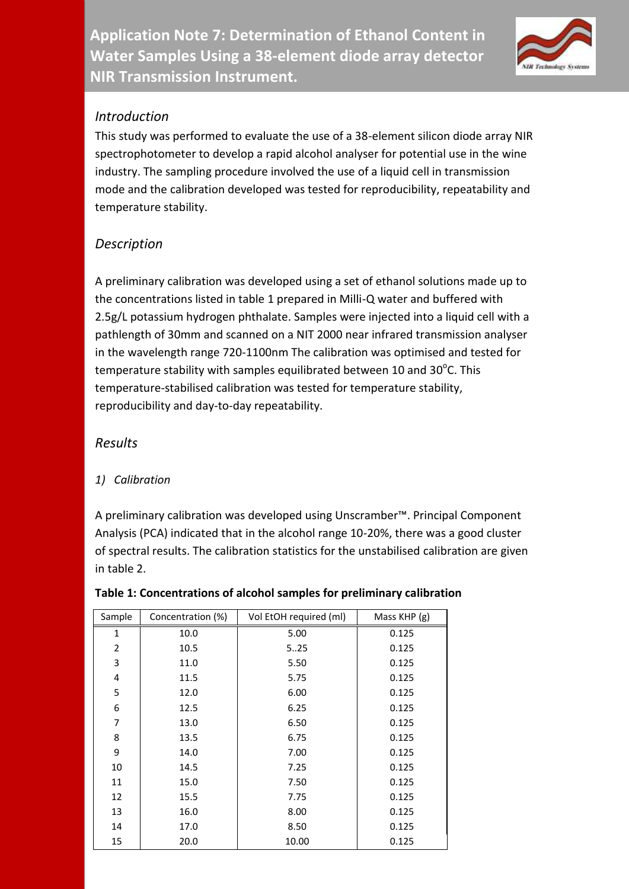# Application Note 7: Determination of Ethanol Content in Water Samples Using a 38-element diode array detector NIR Transmission Instrument.

## *Introduction*

This study was performed to evaluate the use of a 38-element silicon diode array NIR spectrophotometer to develop a rapid alcohol analyser for potential use in the wine industry. The sampling procedure involved the use of a liquid cell in transmission mode and the calibration developed was tested for reproducibility, repeatability and temperature stability.

## *Description*

A preliminary calibration was developed using a set of ethanol solutions made up to the concentrations listed in table 1 prepared in Milli-Q water and buffered with 2.5g/L potassium hydrogen phthalate. Samples were injected into a liquid cell with a pathlength of 30mm and scanned on a NIT 2000 near infrared transmission analyser in the wavelength range 720-1100nm The calibration was optimised and tested for temperature stability with samples equilibrated between 10 and 30$^{o}$C. This temperature-stabilised calibration was tested for temperature stability, reproducibility and day-to-day repeatability.

## *Results*

### *1) Calibration*

A preliminary calibration was developed using Unscramber™. Principal Component Analysis (PCA) indicated that in the alcohol range 10-20%, there was a good cluster of spectral results. The calibration statistics for the unstabilised calibration are given in table 2.

**Table 1: Concentrations of alcohol samples for preliminary calibration**

| Sample | Concentration (%) | Vol EtOH required (ml) | Mass KHP (g) |
|---|---|---|---|
| 1 | 10.0 | 5.00 | 0.125 |
| 2 | 10.5 | 5..25 | 0.125 |
| 3 | 11.0 | 5.50 | 0.125 |
| 4 | 11.5 | 5.75 | 0.125 |
| 5 | 12.0 | 6.00 | 0.125 |
| 6 | 12.5 | 6.25 | 0.125 |
| 7 | 13.0 | 6.50 | 0.125 |
| 8 | 13.5 | 6.75 | 0.125 |
| 9 | 14.0 | 7.00 | 0.125 |
| 10 | 14.5 | 7.25 | 0.125 |
| 11 | 15.0 | 7.50 | 0.125 |
| 12 | 15.5 | 7.75 | 0.125 |
| 13 | 16.0 | 8.00 | 0.125 |
| 14 | 17.0 | 8.50 | 0.125 |
| 15 | 20.0 | 10.00 | 0.125 |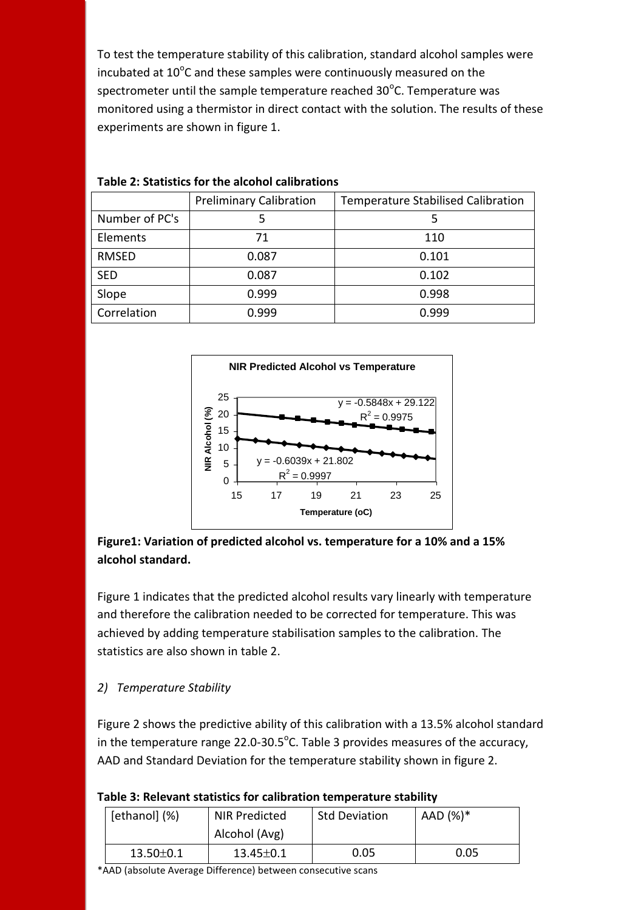To test the temperature stability of this calibration, standard alcohol samples were incubated at 10$^{o}$C and these samples were continuously measured on the spectrometer until the sample temperature reached 30$^{o}$C. Temperature was monitored using a thermistor in direct contact with the solution. The results of these experiments are shown in figure 1.

**Table 2: Statistics for the alcohol calibrations**

| | Preliminary Calibration | Temperature Stabilised Calibration |
|---|---|---|
| Number of PC's | 5 | 5 |
| Elements | 71 | 110 |
| RMSED | 0.087 | 0.101 |
| SED | 0.087 | 0.102 |
| Slope | 0.999 | 0.998 |
| Correlation | 0.999 | 0.999 |

**Figure1: Variation of predicted alcohol vs. temperature for a 10% and a 15% alcohol standard.**

Figure 1 indicates that the predicted alcohol results vary linearly with temperature and therefore the calibration needed to be corrected for temperature. This was achieved by adding temperature stabilisation samples to the calibration. The statistics are also shown in table 2.

*2) Temperature Stability*

Figure 2 shows the predictive ability of this calibration with a 13.5% alcohol standard in the temperature range 22.0-30.5$^{o}$C. Table 3 provides measures of the accuracy, AAD and Standard Deviation for the temperature stability shown in figure 2.

**Table 3: Relevant statistics for calibration temperature stability**

| [ethanol] (%) | NIR Predicted Alcohol (Avg) | Std Deviation | AAD (%)* |
|---|---|---|---|
| 13.50$\pm$0.1 | 13.45$\pm$0.1 | 0.05 | 0.05 |

*AAD (absolute Average Difference) between consecutive scans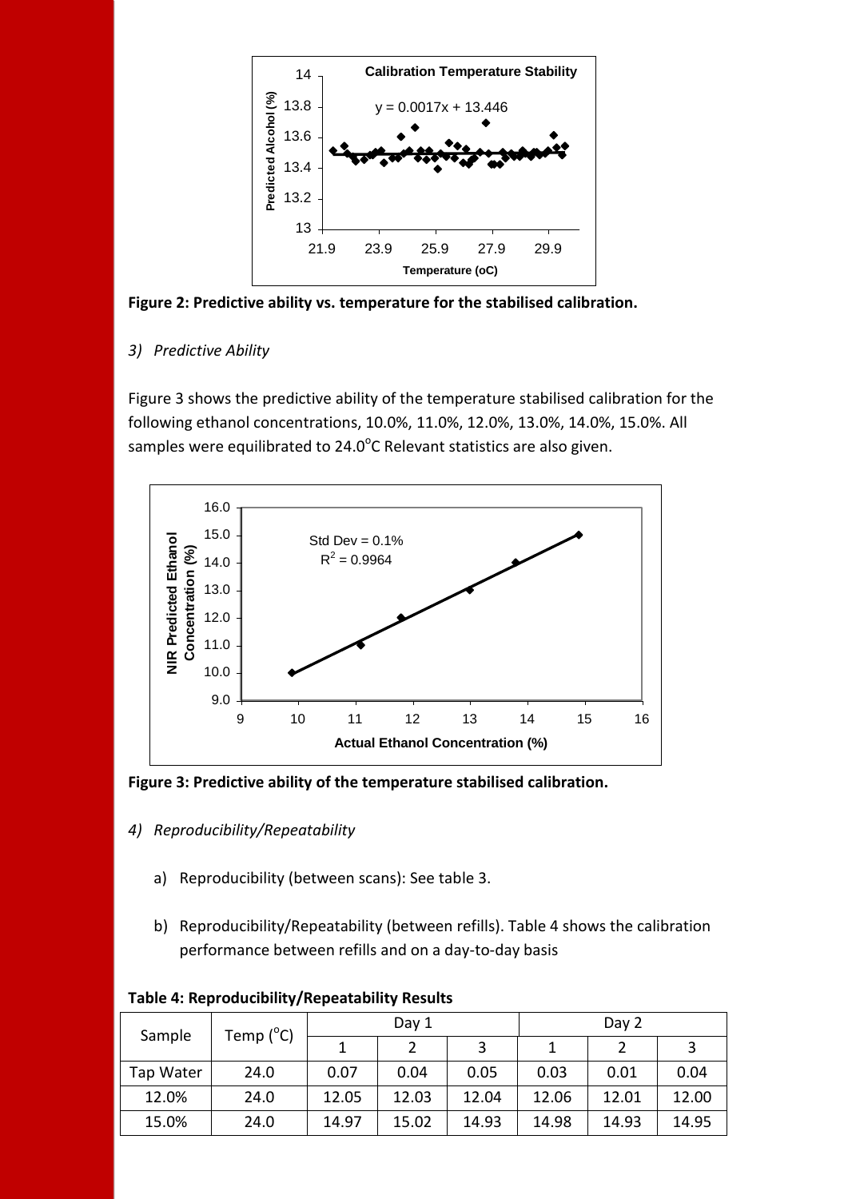Figure 2: Predictive ability vs. temperature for the stabilised calibration.

*3) Predictive Ability*

Figure 3 shows the predictive ability of the temperature stabilised calibration for the following ethanol concentrations, 10.0%, 11.0%, 12.0%, 13.0%, 14.0%, 15.0%. All samples were equilibrated to 24.0°C Relevant statistics are also given.

**Figure 3: Predictive ability of the temperature stabilised calibration.**

*4) Reproducibility/Repeatability*

a) Reproducibility (between scans): See table 3.

b) Reproducibility/Repeatability (between refills). Table 4 shows the calibration performance between refills and on a day-to-day basis

**Table 4: Reproducibility/Repeatability Results**

| Sample | Temp (°C) | Day 1 | | | Day 2 | | |
|---|---|---|---|---|---|---|---|
| | | 1 | 2 | 3 | 1 | 2 | 3 |
| Tap Water | 24.0 | 0.07 | 0.04 | 0.05 | 0.03 | 0.01 | 0.04 |
| 12.0% | 24.0 | 12.05 | 12.03 | 12.04 | 12.06 | 12.01 | 12.00 |
| 15.0% | 24.0 | 14.97 | 15.02 | 14.93 | 14.98 | 14.93 | 14.95 |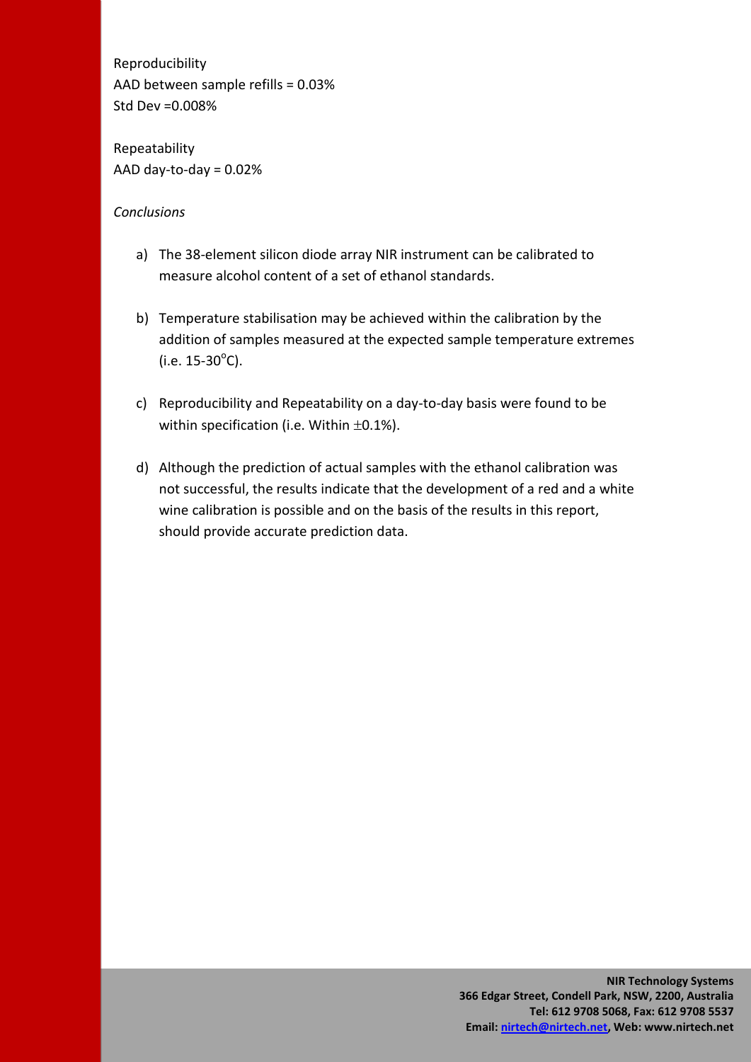Reproducibility
AAD between sample refills = 0.03%
Std Dev =0.008%

Repeatability
AAD day-to-day = 0.02%

*Conclusions*

a) The 38-element silicon diode array NIR instrument can be calibrated to measure alcohol content of a set of ethanol standards.

b) Temperature stabilisation may be achieved within the calibration by the addition of samples measured at the expected sample temperature extremes (i.e. 15-30$^{o}$C).

c) Reproducibility and Repeatability on a day-to-day basis were found to be within specification (i.e. Within $\pm$0.1%).

d) Although the prediction of actual samples with the ethanol calibration was not successful, the results indicate that the development of a red and a white wine calibration is possible and on the basis of the results in this report, should provide accurate prediction data.

**NIR Technology Systems**
**366 Edgar Street, Condell Park, NSW, 2200, Australia**
**Tel: 612 9708 5068, Fax: 612 9708 5537**
**Email: nirtech@nirtech.net, Web: www.nirtech.net**